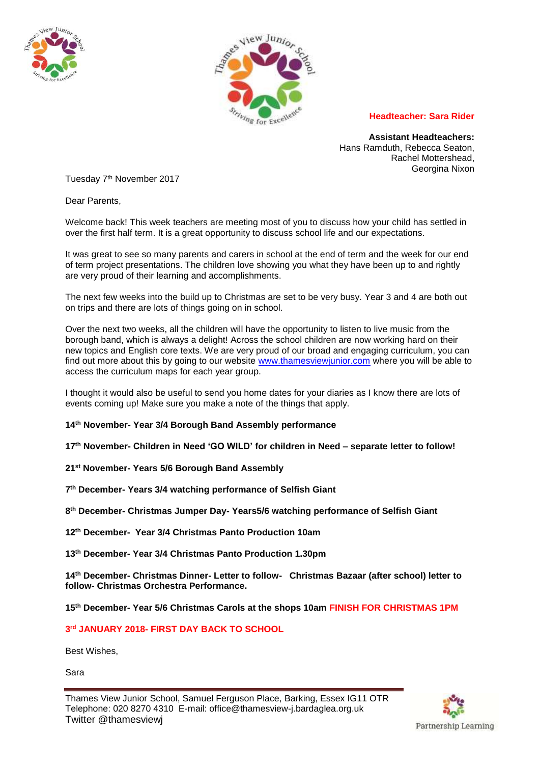**Headteacher: Sara Rider**

**Assistant Headteachers:**
Hans Ramduth, Rebecca Seaton,
Rachel Mottershead,
Georgina Nixon

Tuesday 7th November 2017

Dear Parents,

Welcome back! This week teachers are meeting most of you to discuss how your child has settled in over the first half term. It is a great opportunity to discuss school life and our expectations.

It was great to see so many parents and carers in school at the end of term and the week for our end of term project presentations. The children love showing you what they have been up to and rightly are very proud of their learning and accomplishments.

The next few weeks into the build up to Christmas are set to be very busy. Year 3 and 4 are both out on trips and there are lots of things going on in school.

Over the next two weeks, all the children will have the opportunity to listen to live music from the borough band, which is always a delight! Across the school children are now working hard on their new topics and English core texts. We are very proud of our broad and engaging curriculum, you can find out more about this by going to our website [www.thamesviewjunior.com](http://www.thamesviewjunior.com) where you will be able to access the curriculum maps for each year group.

I thought it would also be useful to send you home dates for your diaries as I know there are lots of events coming up! Make sure you make a note of the things that apply.

**14th November- Year 3/4 Borough Band Assembly performance**

**17th November- Children in Need 'GO WILD' for children in Need – separate letter to follow!**

**21st November- Years 5/6 Borough Band Assembly**

**7th December- Years 3/4 watching performance of Selfish Giant**

**8th December- Christmas Jumper Day- Years5/6 watching performance of Selfish Giant**

**12th December- Year 3/4 Christmas Panto Production 10am**

**13th December- Year 3/4 Christmas Panto Production 1.30pm**

**14th December- Christmas Dinner- Letter to follow- Christmas Bazaar (after school) letter to follow- Christmas Orchestra Performance.**

**15th December- Year 5/6 Christmas Carols at the shops 10am FINISH FOR CHRISTMAS 1PM**

**3rd JANUARY 2018- FIRST DAY BACK TO SCHOOL**

Best Wishes,

Sara

Thames View Junior School, Samuel Ferguson Place, Barking, Essex IG11 OTR
Telephone: 020 8270 4310 E-mail: office@thamesview-j.bardaglea.org.uk
Twitter @thamesviewj

Partnership Learning